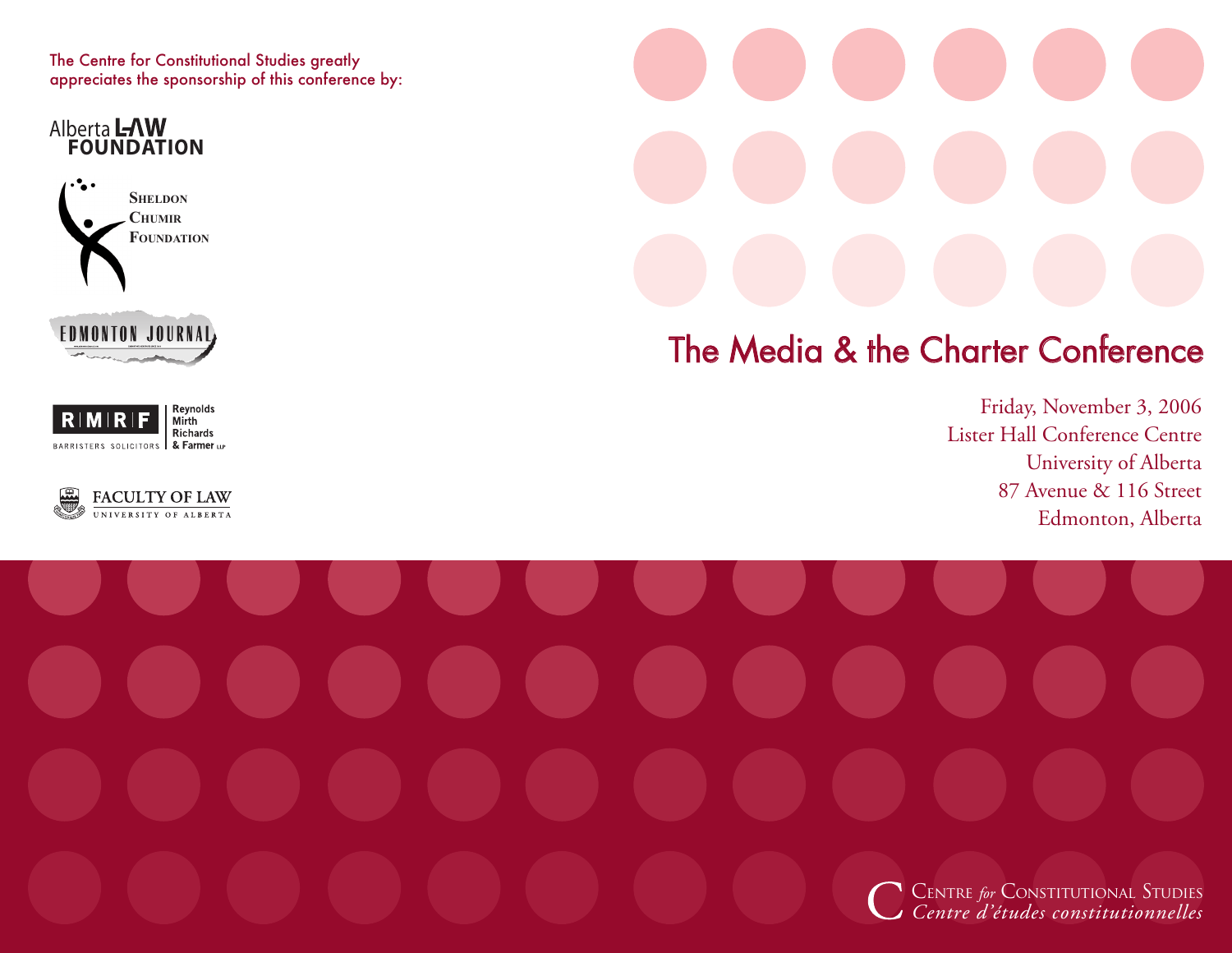The Centre for Constitutional Studies greatly appreciates the sponsorship of this conference by:

Alberta LAW FOUNDATION

Sheldon Chumir Foundation

EDMONTON JOURNAL

RMRF Reynolds Mirth Richards & Farmer LLP
BARRISTERS SOLICITORS

FACULTY OF LAW
UNIVERSITY OF ALBERTA

# The Media & the Charter Conference

Friday, November 3, 2006
Lister Hall Conference Centre
University of Alberta
87 Avenue & 116 Street
Edmonton, Alberta

Centre *for* Constitutional Studies
*Centre d'études constitutionnelles*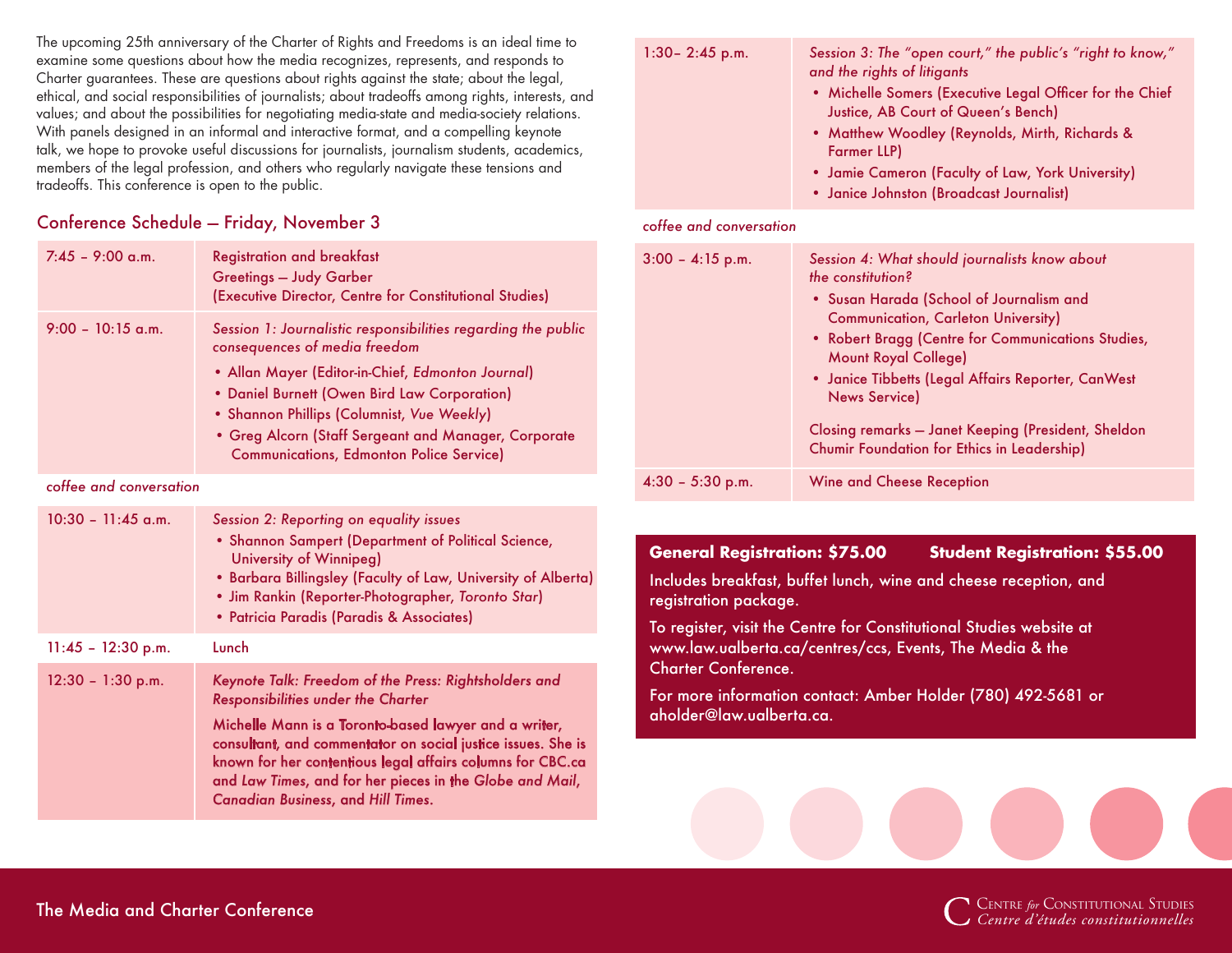The upcoming 25th anniversary of the Charter of Rights and Freedoms is an ideal time to examine some questions about how the media recognizes, represents, and responds to Charter guarantees. These are questions about rights against the state; about the legal, ethical, and social responsibilities of journalists; about tradeoffs among rights, interests, and values; and about the possibilities for negotiating media-state and media-society relations. With panels designed in an informal and interactive format, and a compelling keynote talk, we hope to provoke useful discussions for journalists, journalism students, academics, members of the legal profession, and others who regularly navigate these tensions and tradeoffs. This conference is open to the public.

## Conference Schedule — Friday, November 3

| | |
|---|---|
| 7:45 – 9:00 a.m. | Registration and breakfast<br>Greetings — Judy Garber<br>(Executive Director, Centre for Constitutional Studies) |
| 9:00 – 10:15 a.m. | *Session 1: Journalistic responsibilities regarding the public consequences of media freedom*<br>• Allan Mayer (Editor-in-Chief, *Edmonton Journal*)<br>• Daniel Burnett (Owen Bird Law Corporation)<br>• Shannon Phillips (Columnist, *Vue Weekly*)<br>• Greg Alcorn (Staff Sergeant and Manager, Corporate Communications, Edmonton Police Service) |
| *coffee and conversation* | |
| 10:30 – 11:45 a.m. | *Session 2: Reporting on equality issues*<br>• Shannon Sampert (Department of Political Science, University of Winnipeg)<br>• Barbara Billingsley (Faculty of Law, University of Alberta)<br>• Jim Rankin (Reporter-Photographer, *Toronto Star*)<br>• Patricia Paradis (Paradis & Associates) |
| 11:45 – 12:30 p.m. | Lunch |
| 12:30 – 1:30 p.m. | *Keynote Talk: Freedom of the Press: Rightsholders and Responsibilities under the Charter*<br>Michelle Mann is a Toronto-based lawyer and a writer, consultant, and commentator on social justice issues. She is known for her contentious legal affairs columns for CBC.ca and *Law Times*, and for her pieces in the *Globe and Mail*, *Canadian Business*, and *Hill Times*. |
| 1:30– 2:45 p.m. | *Session 3: The "open court," the public's "right to know," and the rights of litigants*<br>• Michelle Somers (Executive Legal Officer for the Chief Justice, AB Court of Queen's Bench)<br>• Matthew Woodley (Reynolds, Mirth, Richards & Farmer LLP)<br>• Jamie Cameron (Faculty of Law, York University)<br>• Janice Johnston (Broadcast Journalist) |
| *coffee and conversation* | |
| 3:00 – 4:15 p.m. | *Session 4: What should journalists know about the constitution?*<br>• Susan Harada (School of Journalism and Communication, Carleton University)<br>• Robert Bragg (Centre for Communications Studies, Mount Royal College)<br>• Janice Tibbetts (Legal Affairs Reporter, CanWest News Service)<br>Closing remarks — Janet Keeping (President, Sheldon Chumir Foundation for Ethics in Leadership) |
| 4:30 – 5:30 p.m. | Wine and Cheese Reception |

**General Registration: $75.00** **Student Registration: $55.00**

Includes breakfast, buffet lunch, wine and cheese reception, and registration package.

To register, visit the Centre for Constitutional Studies website at www.law.ualberta.ca/centres/ccs, Events, The Media & the Charter Conference.

For more information contact: Amber Holder (780) 492-5681 or aholder@law.ualberta.ca.

The Media and Charter Conference

Centre *for* Constitutional Studies
*Centre d'études constitutionnelles*